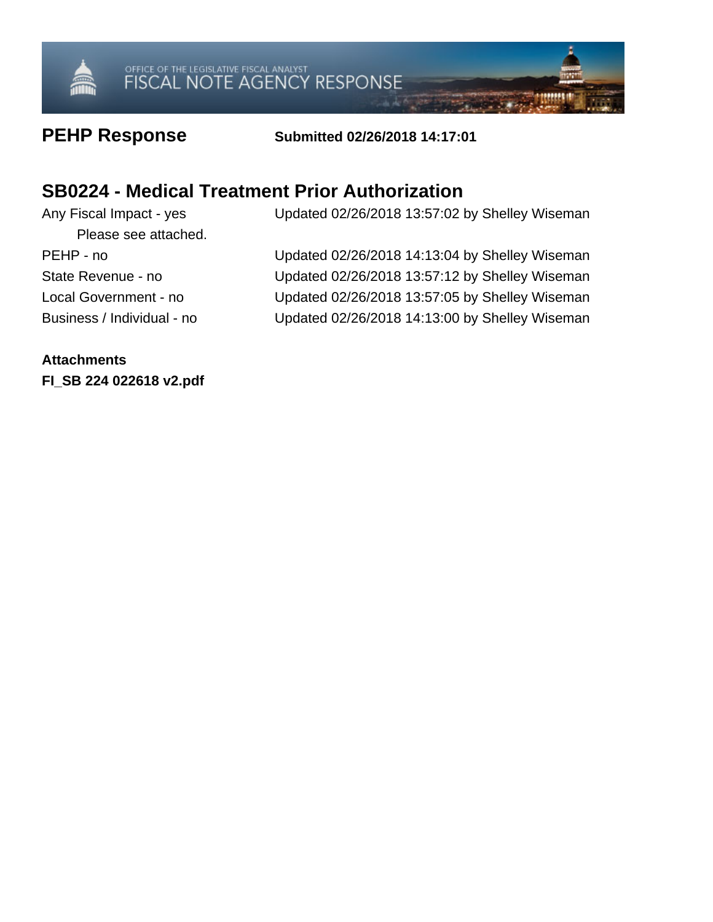OFFICE OF THE LEGISLATIVE FISCAL ANALYST
FISCAL NOTE AGENCY RESPONSE

# PEHP Response

**Submitted 02/26/2018 14:17:01**

## SB0224 - Medical Treatment Prior Authorization

Any Fiscal Impact - yes — Updated 02/26/2018 13:57:02 by Shelley Wiseman

Please see attached.

PEHP - no — Updated 02/26/2018 14:13:04 by Shelley Wiseman

State Revenue - no — Updated 02/26/2018 13:57:12 by Shelley Wiseman

Local Government - no — Updated 02/26/2018 13:57:05 by Shelley Wiseman

Business / Individual - no — Updated 02/26/2018 14:13:00 by Shelley Wiseman

**Attachments**

**FI_SB 224 022618 v2.pdf**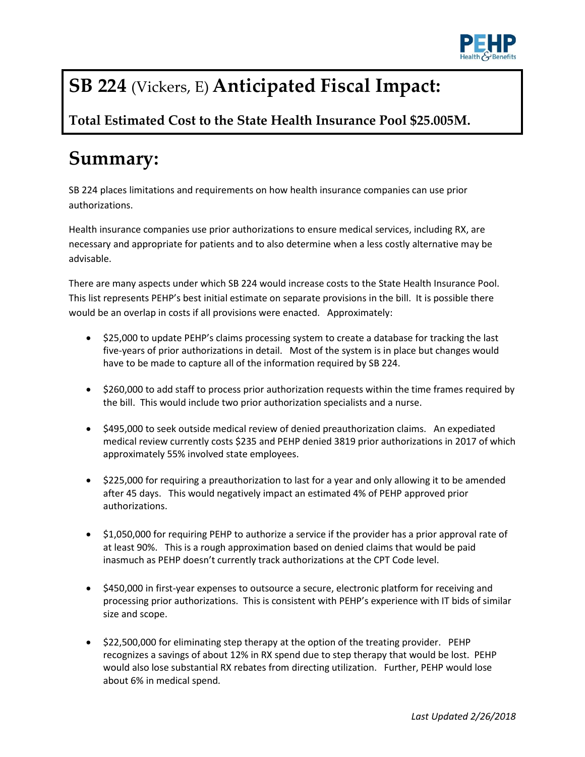# SB 224 (Vickers, E) Anticipated Fiscal Impact:

**Total Estimated Cost to the State Health Insurance Pool $25.005M.**

# Summary:

SB 224 places limitations and requirements on how health insurance companies can use prior authorizations.

Health insurance companies use prior authorizations to ensure medical services, including RX, are necessary and appropriate for patients and to also determine when a less costly alternative may be advisable.

There are many aspects under which SB 224 would increase costs to the State Health Insurance Pool. This list represents PEHP's best initial estimate on separate provisions in the bill. It is possible there would be an overlap in costs if all provisions were enacted. Approximately:

- $25,000 to update PEHP's claims processing system to create a database for tracking the last five-years of prior authorizations in detail. Most of the system is in place but changes would have to be made to capture all of the information required by SB 224.
- $260,000 to add staff to process prior authorization requests within the time frames required by the bill. This would include two prior authorization specialists and a nurse.
- $495,000 to seek outside medical review of denied preauthorization claims. An expediated medical review currently costs $235 and PEHP denied 3819 prior authorizations in 2017 of which approximately 55% involved state employees.
- $225,000 for requiring a preauthorization to last for a year and only allowing it to be amended after 45 days. This would negatively impact an estimated 4% of PEHP approved prior authorizations.
- $1,050,000 for requiring PEHP to authorize a service if the provider has a prior approval rate of at least 90%. This is a rough approximation based on denied claims that would be paid inasmuch as PEHP doesn't currently track authorizations at the CPT Code level.
- $450,000 in first-year expenses to outsource a secure, electronic platform for receiving and processing prior authorizations. This is consistent with PEHP's experience with IT bids of similar size and scope.
- $22,500,000 for eliminating step therapy at the option of the treating provider. PEHP recognizes a savings of about 12% in RX spend due to step therapy that would be lost. PEHP would also lose substantial RX rebates from directing utilization. Further, PEHP would lose about 6% in medical spend.

*Last Updated 2/26/2018*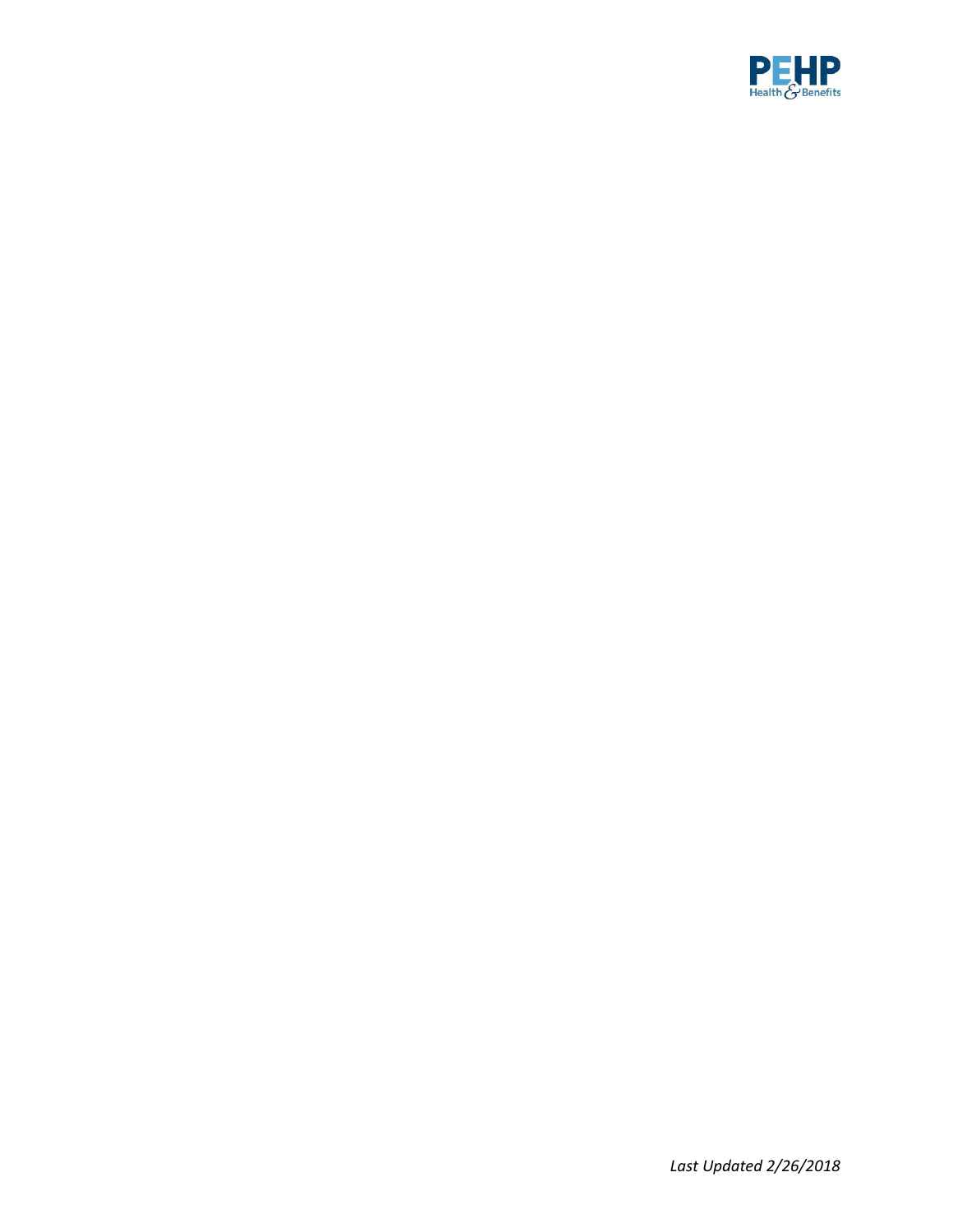*Last Updated 2/26/2018*